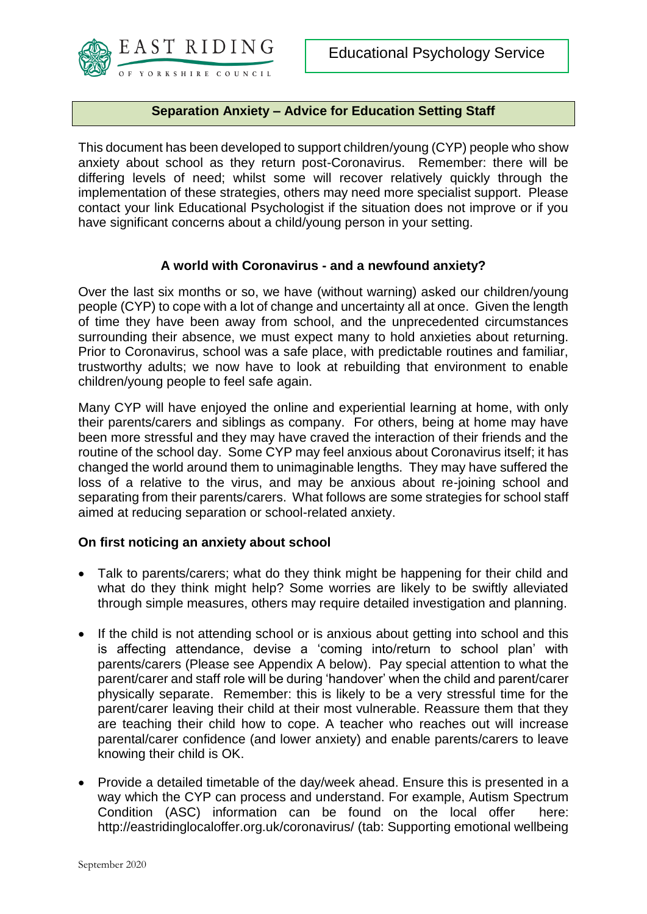EAST RIDING OF YORKSHIRE COUNCIL

Educational Psychology Service

## Separation Anxiety – Advice for Education Setting Staff

This document has been developed to support children/young (CYP) people who show anxiety about school as they return post-Coronavirus. Remember: there will be differing levels of need; whilst some will recover relatively quickly through the implementation of these strategies, others may need more specialist support. Please contact your link Educational Psychologist if the situation does not improve or if you have significant concerns about a child/young person in your setting.

### A world with Coronavirus - and a newfound anxiety?

Over the last six months or so, we have (without warning) asked our children/young people (CYP) to cope with a lot of change and uncertainty all at once. Given the length of time they have been away from school, and the unprecedented circumstances surrounding their absence, we must expect many to hold anxieties about returning. Prior to Coronavirus, school was a safe place, with predictable routines and familiar, trustworthy adults; we now have to look at rebuilding that environment to enable children/young people to feel safe again.

Many CYP will have enjoyed the online and experiential learning at home, with only their parents/carers and siblings as company. For others, being at home may have been more stressful and they may have craved the interaction of their friends and the routine of the school day. Some CYP may feel anxious about Coronavirus itself; it has changed the world around them to unimaginable lengths. They may have suffered the loss of a relative to the virus, and may be anxious about re-joining school and separating from their parents/carers. What follows are some strategies for school staff aimed at reducing separation or school-related anxiety.

### On first noticing an anxiety about school

- Talk to parents/carers; what do they think might be happening for their child and what do they think might help? Some worries are likely to be swiftly alleviated through simple measures, others may require detailed investigation and planning.
- If the child is not attending school or is anxious about getting into school and this is affecting attendance, devise a 'coming into/return to school plan' with parents/carers (Please see Appendix A below). Pay special attention to what the parent/carer and staff role will be during 'handover' when the child and parent/carer physically separate. Remember: this is likely to be a very stressful time for the parent/carer leaving their child at their most vulnerable. Reassure them that they are teaching their child how to cope. A teacher who reaches out will increase parental/carer confidence (and lower anxiety) and enable parents/carers to leave knowing their child is OK.
- Provide a detailed timetable of the day/week ahead. Ensure this is presented in a way which the CYP can process and understand. For example, Autism Spectrum Condition (ASC) information can be found on the local offer here: http://eastridinglocaloffer.org.uk/coronavirus/ (tab: Supporting emotional wellbeing

September 2020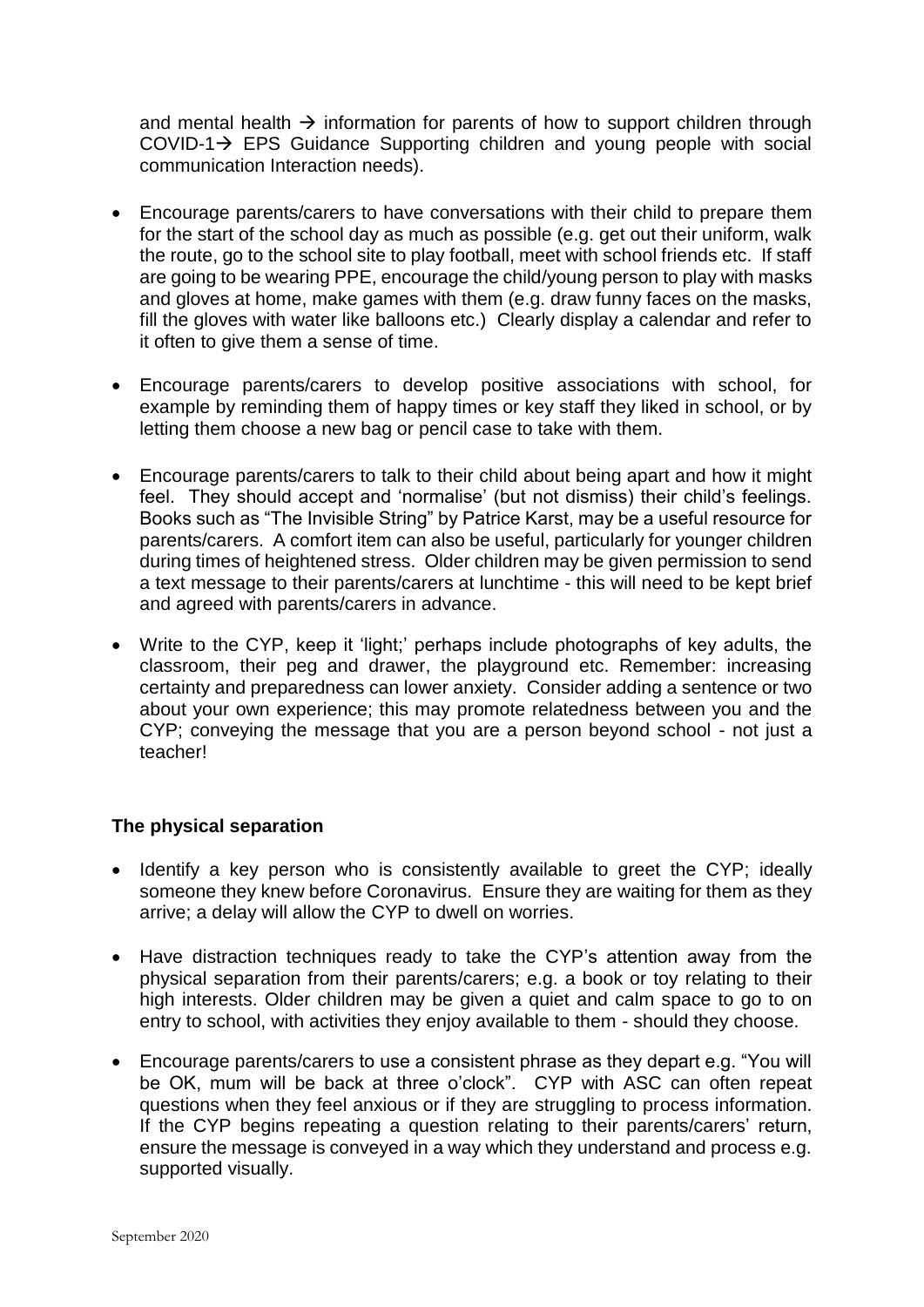and mental health → information for parents of how to support children through COVID-1→ EPS Guidance Supporting children and young people with social communication Interaction needs).

- Encourage parents/carers to have conversations with their child to prepare them for the start of the school day as much as possible (e.g. get out their uniform, walk the route, go to the school site to play football, meet with school friends etc. If staff are going to be wearing PPE, encourage the child/young person to play with masks and gloves at home, make games with them (e.g. draw funny faces on the masks, fill the gloves with water like balloons etc.) Clearly display a calendar and refer to it often to give them a sense of time.

- Encourage parents/carers to develop positive associations with school, for example by reminding them of happy times or key staff they liked in school, or by letting them choose a new bag or pencil case to take with them.

- Encourage parents/carers to talk to their child about being apart and how it might feel. They should accept and 'normalise' (but not dismiss) their child's feelings. Books such as "The Invisible String" by Patrice Karst, may be a useful resource for parents/carers. A comfort item can also be useful, particularly for younger children during times of heightened stress. Older children may be given permission to send a text message to their parents/carers at lunchtime - this will need to be kept brief and agreed with parents/carers in advance.

- Write to the CYP, keep it 'light;' perhaps include photographs of key adults, the classroom, their peg and drawer, the playground etc. Remember: increasing certainty and preparedness can lower anxiety. Consider adding a sentence or two about your own experience; this may promote relatedness between you and the CYP; conveying the message that you are a person beyond school - not just a teacher!

**The physical separation**

- Identify a key person who is consistently available to greet the CYP; ideally someone they knew before Coronavirus. Ensure they are waiting for them as they arrive; a delay will allow the CYP to dwell on worries.

- Have distraction techniques ready to take the CYP's attention away from the physical separation from their parents/carers; e.g. a book or toy relating to their high interests. Older children may be given a quiet and calm space to go to on entry to school, with activities they enjoy available to them - should they choose.

- Encourage parents/carers to use a consistent phrase as they depart e.g. "You will be OK, mum will be back at three o'clock". CYP with ASC can often repeat questions when they feel anxious or if they are struggling to process information. If the CYP begins repeating a question relating to their parents/carers' return, ensure the message is conveyed in a way which they understand and process e.g. supported visually.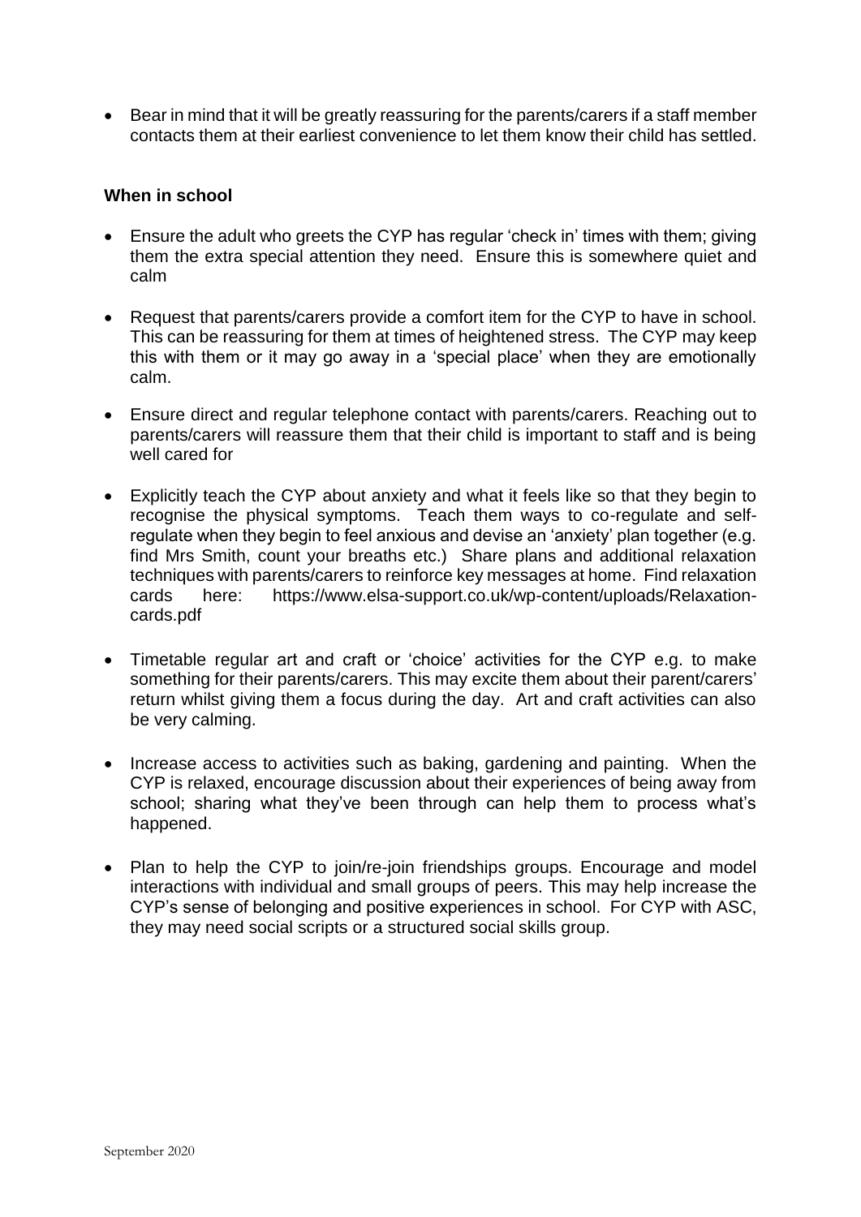- Bear in mind that it will be greatly reassuring for the parents/carers if a staff member contacts them at their earliest convenience to let them know their child has settled.

**When in school**

- Ensure the adult who greets the CYP has regular 'check in' times with them; giving them the extra special attention they need. Ensure this is somewhere quiet and calm

- Request that parents/carers provide a comfort item for the CYP to have in school. This can be reassuring for them at times of heightened stress. The CYP may keep this with them or it may go away in a 'special place' when they are emotionally calm.

- Ensure direct and regular telephone contact with parents/carers. Reaching out to parents/carers will reassure them that their child is important to staff and is being well cared for

- Explicitly teach the CYP about anxiety and what it feels like so that they begin to recognise the physical symptoms. Teach them ways to co-regulate and self-regulate when they begin to feel anxious and devise an 'anxiety' plan together (e.g. find Mrs Smith, count your breaths etc.) Share plans and additional relaxation techniques with parents/carers to reinforce key messages at home. Find relaxation cards here: https://www.elsa-support.co.uk/wp-content/uploads/Relaxation-cards.pdf

- Timetable regular art and craft or 'choice' activities for the CYP e.g. to make something for their parents/carers. This may excite them about their parent/carers' return whilst giving them a focus during the day. Art and craft activities can also be very calming.

- Increase access to activities such as baking, gardening and painting. When the CYP is relaxed, encourage discussion about their experiences of being away from school; sharing what they've been through can help them to process what's happened.

- Plan to help the CYP to join/re-join friendships groups. Encourage and model interactions with individual and small groups of peers. This may help increase the CYP's sense of belonging and positive experiences in school. For CYP with ASC, they may need social scripts or a structured social skills group.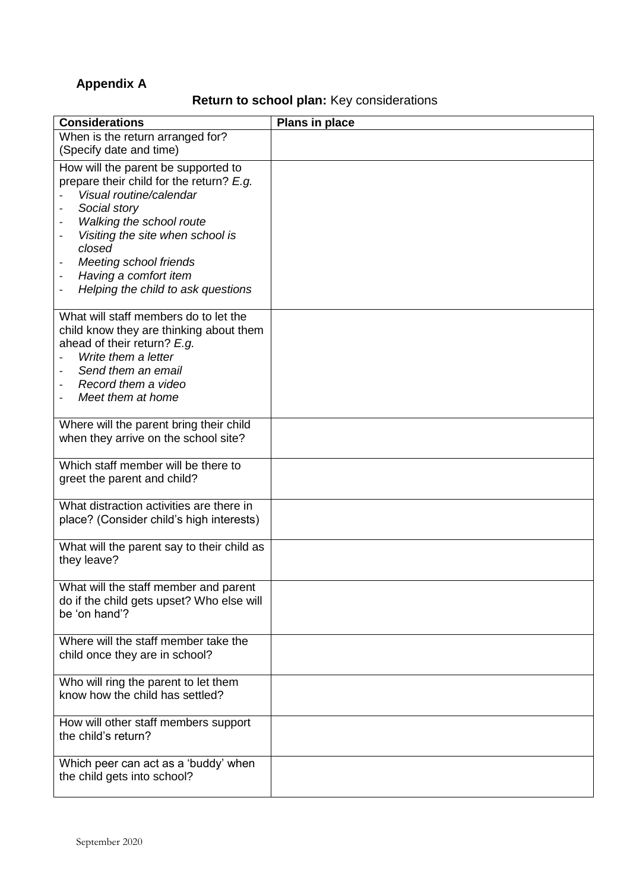## Appendix A

**Return to school plan:** Key considerations

| Considerations | Plans in place |
|---|---|
| When is the return arranged for? (Specify date and time) | |
| How will the parent be supported to prepare their child for the return? *E.g.*<br>- *Visual routine/calendar*<br>- *Social story*<br>- *Walking the school route*<br>- *Visiting the site when school is closed*<br>- *Meeting school friends*<br>- *Having a comfort item*<br>- *Helping the child to ask questions* | |
| What will staff members do to let the child know they are thinking about them ahead of their return? *E.g.*<br>- *Write them a letter*<br>- *Send them an email*<br>- *Record them a video*<br>- *Meet them at home* | |
| Where will the parent bring their child when they arrive on the school site? | |
| Which staff member will be there to greet the parent and child? | |
| What distraction activities are there in place? (Consider child's high interests) | |
| What will the parent say to their child as they leave? | |
| What will the staff member and parent do if the child gets upset? Who else will be 'on hand'? | |
| Where will the staff member take the child once they are in school? | |
| Who will ring the parent to let them know how the child has settled? | |
| How will other staff members support the child's return? | |
| Which peer can act as a 'buddy' when the child gets into school? | |